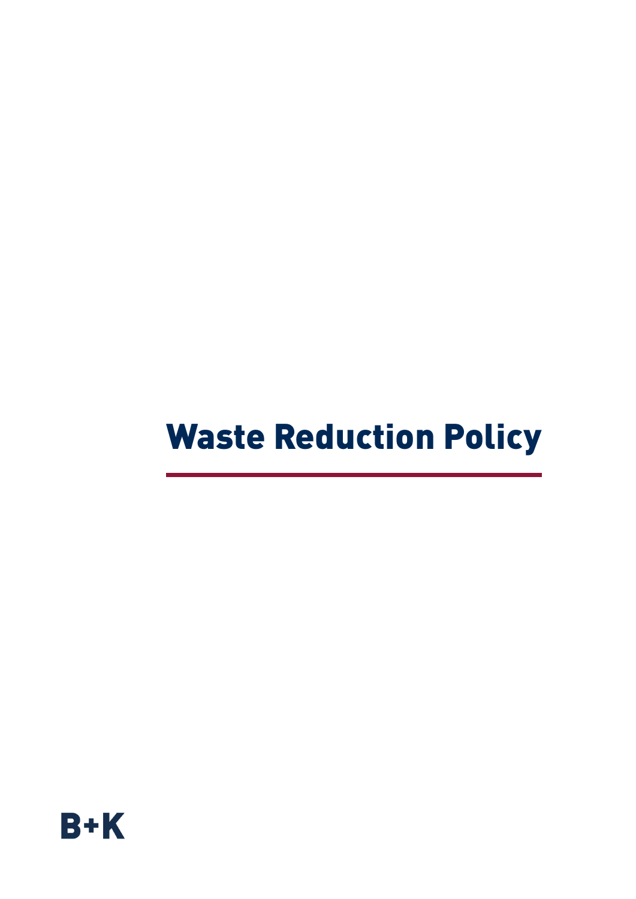# Waste Reduction Policy

B+K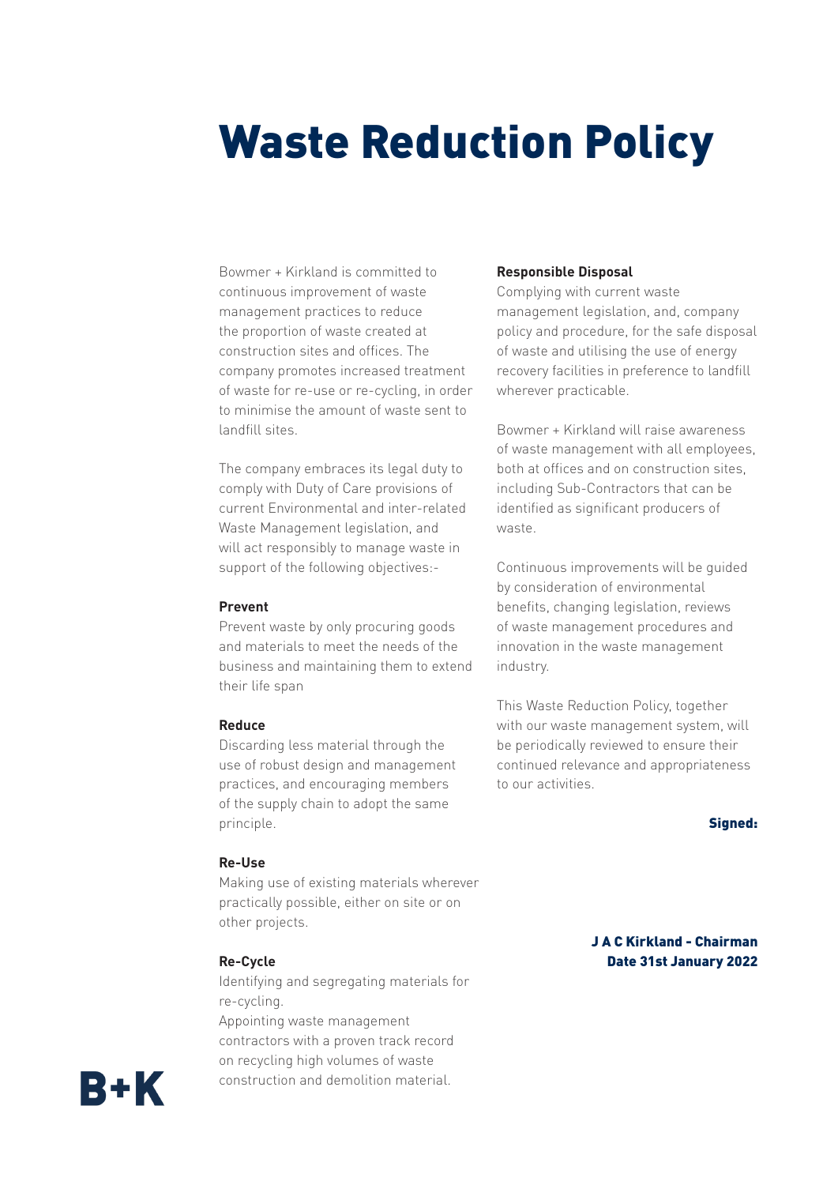# Waste Reduction Policy

Bowmer + Kirkland is committed to continuous improvement of waste management practices to reduce the proportion of waste created at construction sites and offices. The company promotes increased treatment of waste for re-use or re-cycling, in order to minimise the amount of waste sent to landfill sites.

The company embraces its legal duty to comply with Duty of Care provisions of current Environmental and inter-related Waste Management legislation, and will act responsibly to manage waste in support of the following objectives:-

**Prevent**
Prevent waste by only procuring goods and materials to meet the needs of the business and maintaining them to extend their life span

**Reduce**
Discarding less material through the use of robust design and management practices, and encouraging members of the supply chain to adopt the same principle.

**Re-Use**
Making use of existing materials wherever practically possible, either on site or on other projects.

**Re-Cycle**
Identifying and segregating materials for re-cycling.
Appointing waste management contractors with a proven track record on recycling high volumes of waste construction and demolition material.

**Responsible Disposal**
Complying with current waste management legislation, and, company policy and procedure, for the safe disposal of waste and utilising the use of energy recovery facilities in preference to landfill wherever practicable.

Bowmer + Kirkland will raise awareness of waste management with all employees, both at offices and on construction sites, including Sub-Contractors that can be identified as significant producers of waste.

Continuous improvements will be guided by consideration of environmental benefits, changing legislation, reviews of waste management procedures and innovation in the waste management industry.

This Waste Reduction Policy, together with our waste management system, will be periodically reviewed to ensure their continued relevance and appropriateness to our activities.

**Signed:**

**J A C Kirkland - Chairman**
**Date 31st January 2022**

B+K